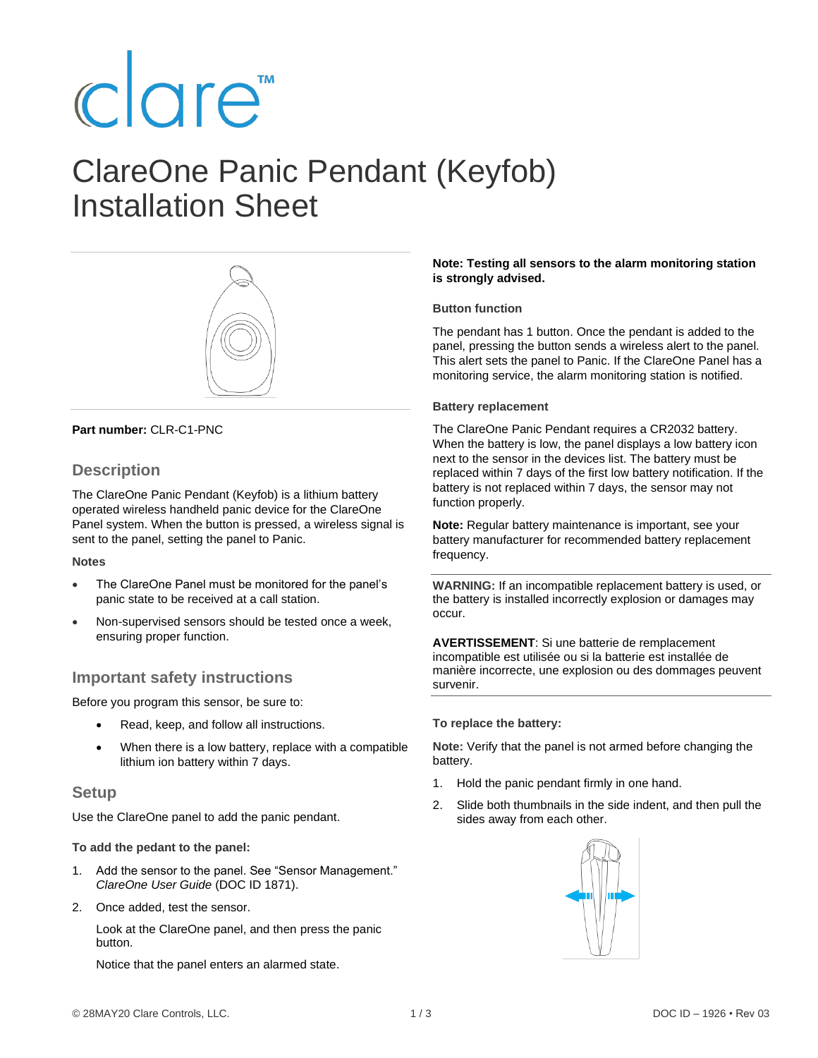# ClareOne Panic Pendant (Keyfob) Installation Sheet

**Part number:** CLR-C1-PNC

## Description

The ClareOne Panic Pendant (Keyfob) is a lithium battery operated wireless handheld panic device for the ClareOne Panel system. When the button is pressed, a wireless signal is sent to the panel, setting the panel to Panic.

**Notes**

- The ClareOne Panel must be monitored for the panel's panic state to be received at a call station.
- Non-supervised sensors should be tested once a week, ensuring proper function.

## Important safety instructions

Before you program this sensor, be sure to:

- Read, keep, and follow all instructions.
- When there is a low battery, replace with a compatible lithium ion battery within 7 days.

## Setup

Use the ClareOne panel to add the panic pendant.

**To add the pedant to the panel:**

1. Add the sensor to the panel. See "Sensor Management." *ClareOne User Guide* (DOC ID 1871).
2. Once added, test the sensor.

   Look at the ClareOne panel, and then press the panic button.

   Notice that the panel enters an alarmed state.

**Note: Testing all sensors to the alarm monitoring station is strongly advised.**

**Button function**

The pendant has 1 button. Once the pendant is added to the panel, pressing the button sends a wireless alert to the panel. This alert sets the panel to Panic. If the ClareOne Panel has a monitoring service, the alarm monitoring station is notified.

**Battery replacement**

The ClareOne Panic Pendant requires a CR2032 battery. When the battery is low, the panel displays a low battery icon next to the sensor in the devices list. The battery must be replaced within 7 days of the first low battery notification. If the battery is not replaced within 7 days, the sensor may not function properly.

**Note:** Regular battery maintenance is important, see your battery manufacturer for recommended battery replacement frequency.

**WARNING:** If an incompatible replacement battery is used, or the battery is installed incorrectly explosion or damages may occur.

**AVERTISSEMENT**: Si une batterie de remplacement incompatible est utilisée ou si la batterie est installée de manière incorrecte, une explosion ou des dommages peuvent survenir.

**To replace the battery:**

**Note:** Verify that the panel is not armed before changing the battery.

1. Hold the panic pendant firmly in one hand.
2. Slide both thumbnails in the side indent, and then pull the sides away from each other.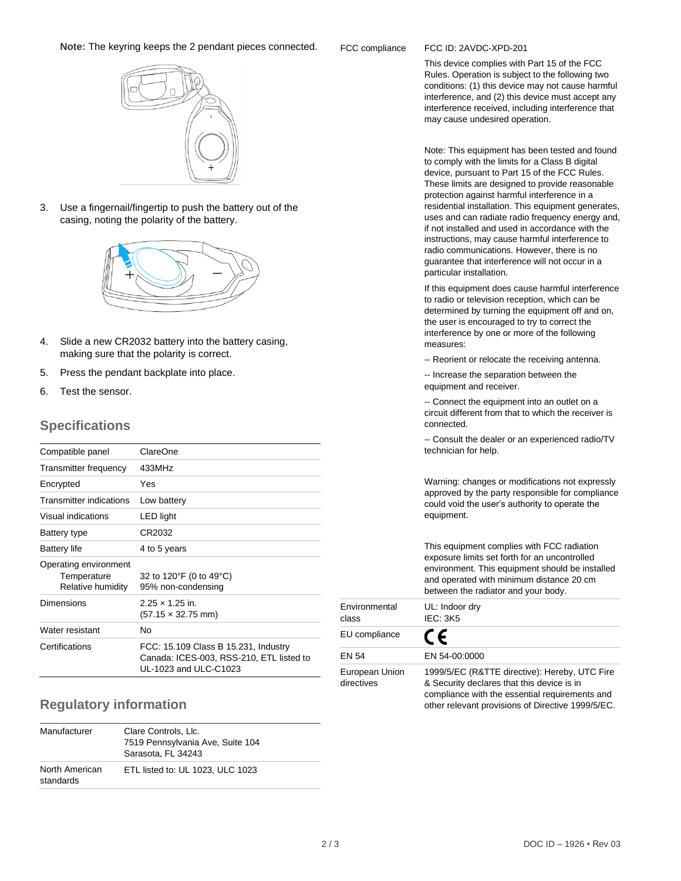**Note:** The keyring keeps the 2 pendant pieces connected.

3. Use a fingernail/fingertip to push the battery out of the casing, noting the polarity of the battery.
4. Slide a new CR2032 battery into the battery casing, making sure that the polarity is correct.
5. Press the pendant backplate into place.
6. Test the sensor.

## Specifications

| | |
|---|---|
| Compatible panel | ClareOne |
| Transmitter frequency | 433MHz |
| Encrypted | Yes |
| Transmitter indications | Low battery |
| Visual indications | LED light |
| Battery type | CR2032 |
| Battery life | 4 to 5 years |
| Operating environment<br>Temperature<br>Relative humidity | <br>32 to 120°F (0 to 49°C)<br>95% non-condensing |
| Dimensions | 2.25 × 1.25 in.<br>(57.15 × 32.75 mm) |
| Water resistant | No |
| Certifications | FCC: 15.109 Class B 15.231, Industry Canada: ICES-003, RSS-210, ETL listed to UL-1023 and ULC-C1023 |

## Regulatory information

| | |
|---|---|
| Manufacturer | Clare Controls, Llc.<br>7519 Pennsylvania Ave, Suite 104<br>Sarasota, FL 34243 |
| North American standards | ETL listed to: UL 1023, ULC 1023 |
| FCC compliance | FCC ID: 2AVDC-XPD-201<br><br>This device complies with Part 15 of the FCC Rules. Operation is subject to the following two conditions: (1) this device may not cause harmful interference, and (2) this device must accept any interference received, including interference that may cause undesired operation.<br><br>Note: This equipment has been tested and found to comply with the limits for a Class B digital device, pursuant to Part 15 of the FCC Rules. These limits are designed to provide reasonable protection against harmful interference in a residential installation. This equipment generates, uses and can radiate radio frequency energy and, if not installed and used in accordance with the instructions, may cause harmful interference to radio communications. However, there is no guarantee that interference will not occur in a particular installation.<br><br>If this equipment does cause harmful interference to radio or television reception, which can be determined by turning the equipment off and on, the user is encouraged to try to correct the interference by one or more of the following measures:<br><br>-- Reorient or relocate the receiving antenna.<br><br>-- Increase the separation between the equipment and receiver.<br><br>-- Connect the equipment into an outlet on a circuit different from that to which the receiver is connected.<br><br>-- Consult the dealer or an experienced radio/TV technician for help.<br><br>Warning: changes or modifications not expressly approved by the party responsible for compliance could void the user's authority to operate the equipment.<br><br>This equipment complies with FCC radiation exposure limits set forth for an uncontrolled environment. This equipment should be installed and operated with minimum distance 20 cm between the radiator and your body. |
| Environmental class | UL: Indoor dry<br>IEC: 3K5 |
| EU compliance | CE |
| EN 54 | EN 54-00:0000 |
| European Union directives | 1999/5/EC (R&TTE directive): Hereby, UTC Fire & Security declares that this device is in compliance with the essential requirements and other relevant provisions of Directive 1999/5/EC. |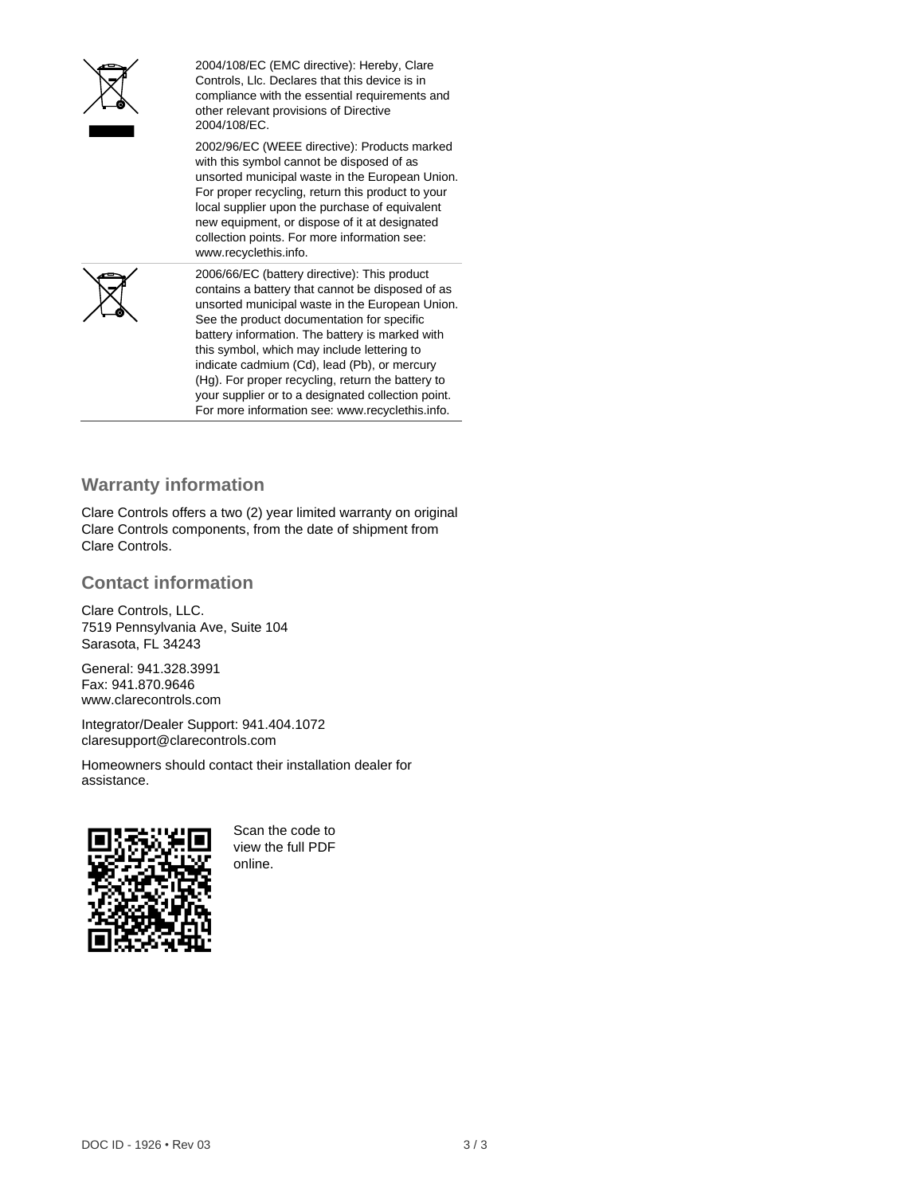2004/108/EC (EMC directive): Hereby, Clare Controls, Llc. Declares that this device is in compliance with the essential requirements and other relevant provisions of Directive 2004/108/EC.

2002/96/EC (WEEE directive): Products marked with this symbol cannot be disposed of as unsorted municipal waste in the European Union. For proper recycling, return this product to your local supplier upon the purchase of equivalent new equipment, or dispose of it at designated collection points. For more information see: www.recyclethis.info.

2006/66/EC (battery directive): This product contains a battery that cannot be disposed of as unsorted municipal waste in the European Union. See the product documentation for specific battery information. The battery is marked with this symbol, which may include lettering to indicate cadmium (Cd), lead (Pb), or mercury (Hg). For proper recycling, return the battery to your supplier or to a designated collection point. For more information see: www.recyclethis.info.

## Warranty information

Clare Controls offers a two (2) year limited warranty on original Clare Controls components, from the date of shipment from Clare Controls.

## Contact information

Clare Controls, LLC.
7519 Pennsylvania Ave, Suite 104
Sarasota, FL 34243

General: 941.328.3991
Fax: 941.870.9646
www.clarecontrols.com

Integrator/Dealer Support: 941.404.1072
claresupport@clarecontrols.com

Homeowners should contact their installation dealer for assistance.

Scan the code to view the full PDF online.

DOC ID - 1926 • Rev 03